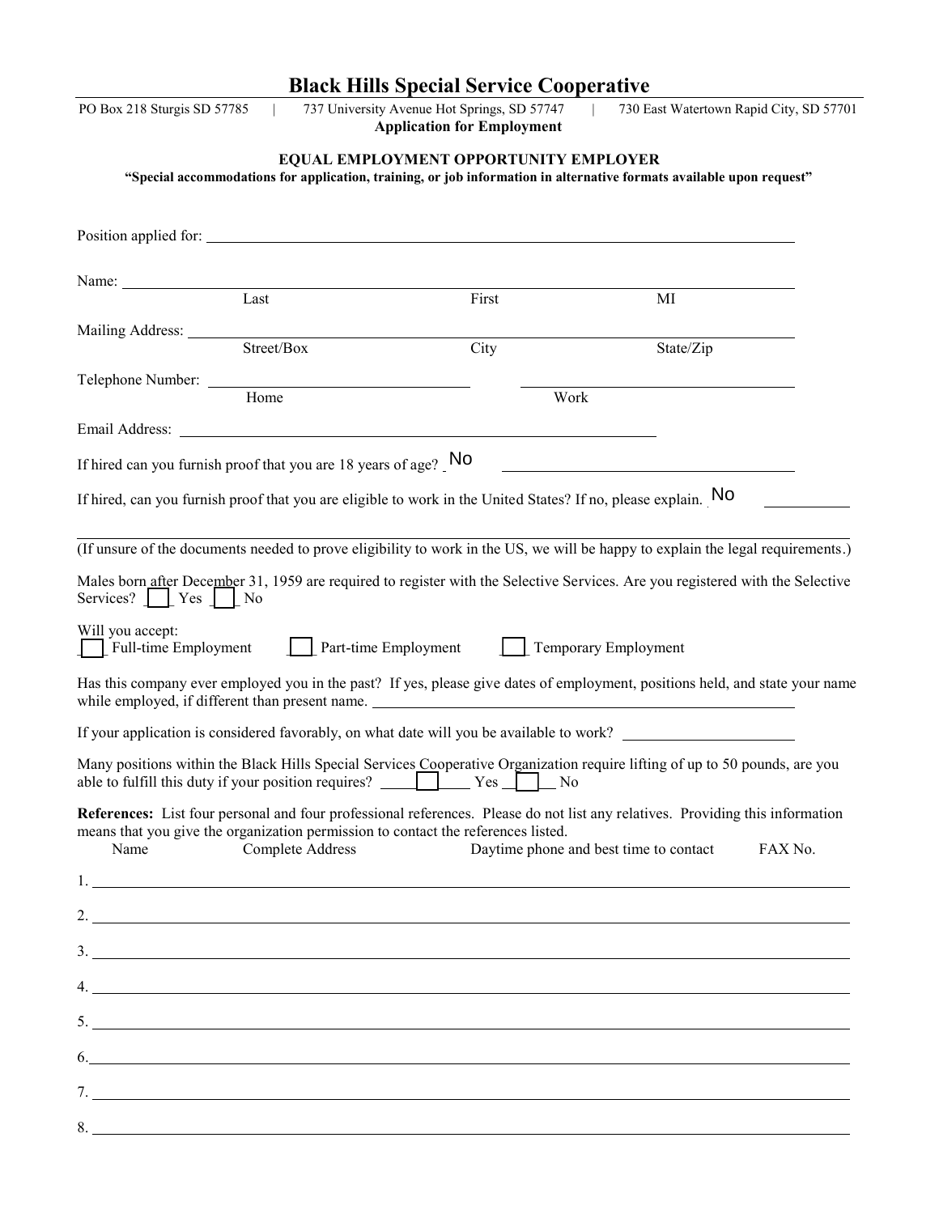# Black Hills Special Service Cooperative

PO Box 218 Sturgis SD 57785 | 737 University Avenue Hot Springs, SD 57747 | 730 East Watertown Rapid City, SD 57701

**Application for Employment**

**EQUAL EMPLOYMENT OPPORTUNITY EMPLOYER**

**"Special accommodations for application, training, or job information in alternative formats available upon request"**

Position applied for: ______________________________

Name: ______________________________
Last First MI

Mailing Address: ______________________________
Street/Box City State/Zip

Telephone Number: ____________________ ____________________
Home Work

Email Address: ______________________________

If hired can you furnish proof that you are 18 years of age? No ____________________

If hired, can you furnish proof that you are eligible to work in the United States? If no, please explain. No ________

(If unsure of the documents needed to prove eligibility to work in the US, we will be happy to explain the legal requirements.)

Males born after December 31, 1959 are required to register with the Selective Services. Are you registered with the Selective Services? ☐ Yes ☐ No

Will you accept:
☐ Full-time Employment ☐ Part-time Employment ☐ Temporary Employment

Has this company ever employed you in the past? If yes, please give dates of employment, positions held, and state your name while employed, if different than present name. ______________________________

If your application is considered favorably, on what date will you be available to work? ____________________

Many positions within the Black Hills Special Services Cooperative Organization require lifting of up to 50 pounds, are you able to fulfill this duty if your position requires? ☐ Yes ☐ No

**References:** List four personal and four professional references. Please do not list any relatives. Providing this information means that you give the organization permission to contact the references listed.

| Name | Complete Address | Daytime phone and best time to contact | FAX No. |
|---|---|---|---|
| 1. | | | |
| 2. | | | |
| 3. | | | |
| 4. | | | |
| 5. | | | |
| 6. | | | |
| 7. | | | |
| 8. | | | |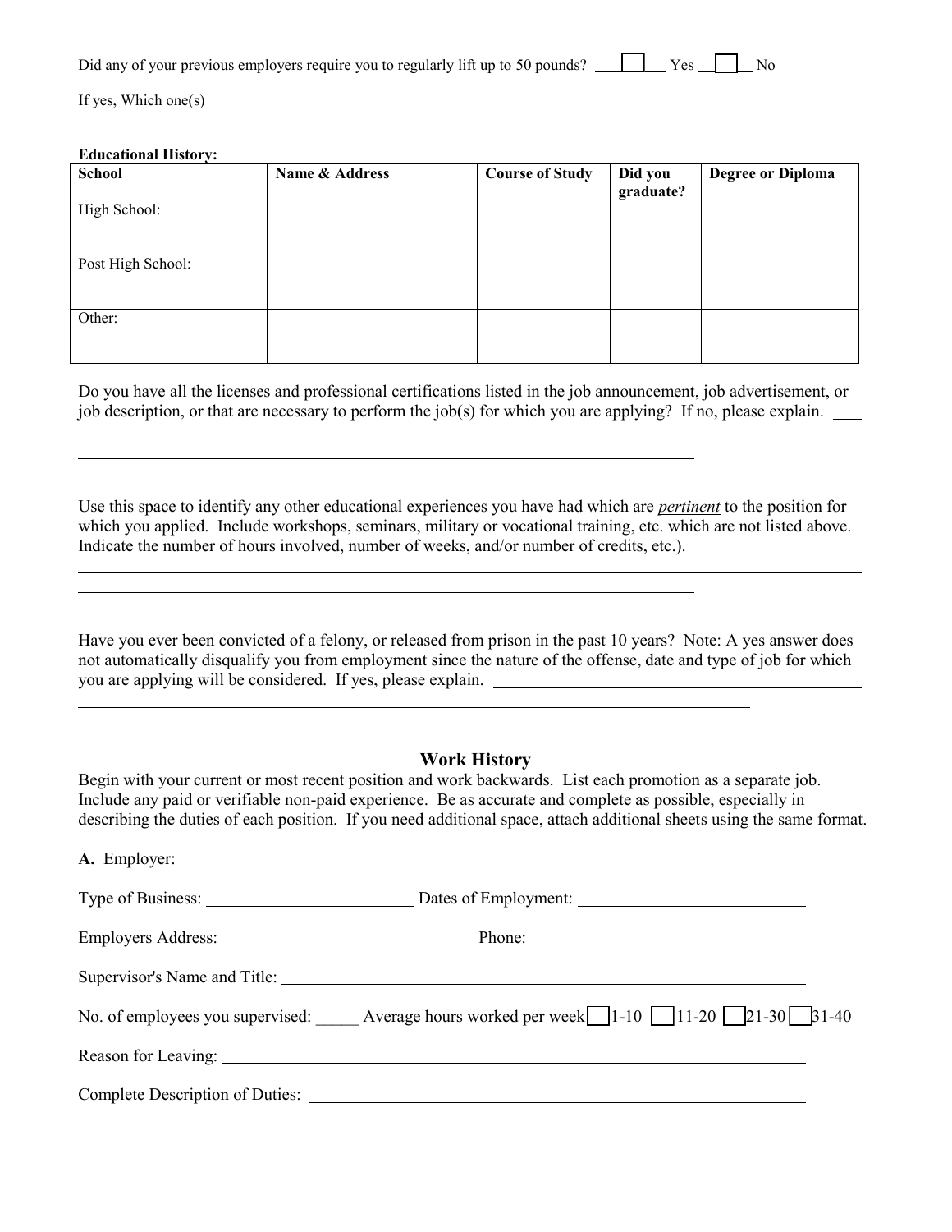Did any of your previous employers require you to regularly lift up to 50 pounds? ☐ Yes ☐ No

If yes, Which one(s) ______________________________

**Educational History:**

| School | Name & Address | Course of Study | Did you graduate? | Degree or Diploma |
|---|---|---|---|---|
| High School: | | | | |
| Post High School: | | | | |
| Other: | | | | |

Do you have all the licenses and professional certifications listed in the job announcement, job advertisement, or job description, or that are necessary to perform the job(s) for which you are applying? If no, please explain. ______________________________

______________________________

Use this space to identify any other educational experiences you have had which are *pertinent* to the position for which you applied. Include workshops, seminars, military or vocational training, etc. which are not listed above. Indicate the number of hours involved, number of weeks, and/or number of credits, etc.). ______________________________

______________________________

Have you ever been convicted of a felony, or released from prison in the past 10 years? Note: A yes answer does not automatically disqualify you from employment since the nature of the offense, date and type of job for which you are applying will be considered. If yes, please explain. ______________________________

______________________________

## Work History

Begin with your current or most recent position and work backwards. List each promotion as a separate job. Include any paid or verifiable non-paid experience. Be as accurate and complete as possible, especially in describing the duties of each position. If you need additional space, attach additional sheets using the same format.

**A.** Employer: ______________________________

Type of Business: ______________ Dates of Employment: ______________

Employers Address: ______________ Phone: ______________

Supervisor's Name and Title: ______________________________

No. of employees you supervised: _____ Average hours worked per week ☐ 1-10 ☐ 11-20 ☐ 21-30 ☐ 31-40

Reason for Leaving: ______________________________

Complete Description of Duties: ______________________________

______________________________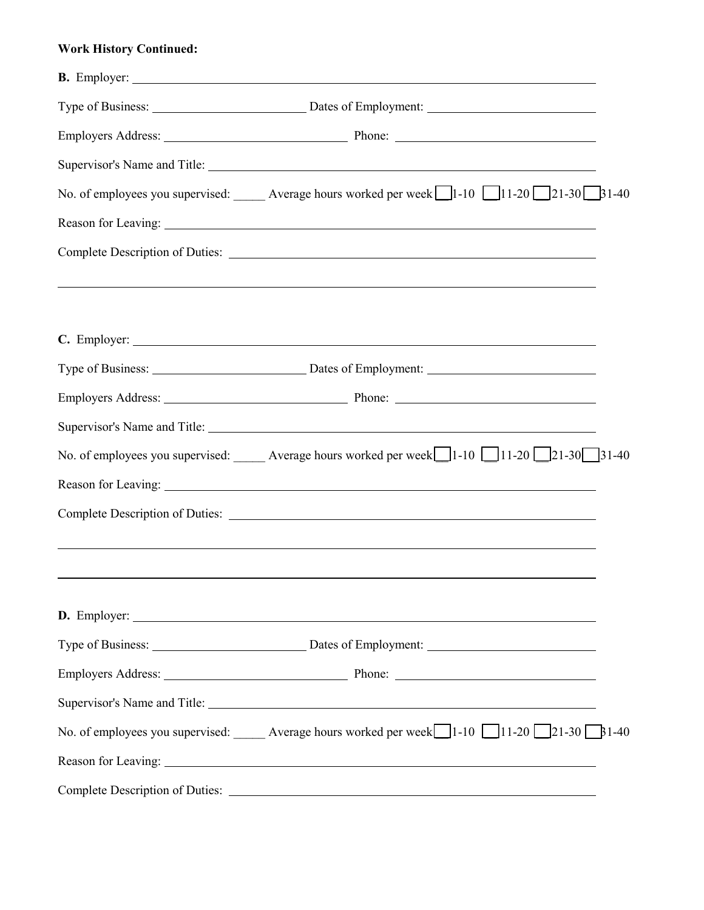**Work History Continued:**

**B.** Employer: ______________________________________________

Type of Business: ____________________ Dates of Employment: ____________________

Employers Address: ____________________ Phone: ____________________

Supervisor's Name and Title: ______________________________________________

No. of employees you supervised: _____ Average hours worked per week ☐ 1-10 ☐ 11-20 ☐ 21-30 ☐ 31-40

Reason for Leaving: ______________________________________________

Complete Description of Duties: ______________________________________________

______________________________________________

**C.** Employer: ______________________________________________

Type of Business: ____________________ Dates of Employment: ____________________

Employers Address: ____________________ Phone: ____________________

Supervisor's Name and Title: ______________________________________________

No. of employees you supervised: _____ Average hours worked per week ☐ 1-10 ☐ 11-20 ☐ 21-30 ☐ 31-40

Reason for Leaving: ______________________________________________

Complete Description of Duties: ______________________________________________

______________________________________________

______________________________________________

**D.** Employer: ______________________________________________

Type of Business: ____________________ Dates of Employment: ____________________

Employers Address: ____________________ Phone: ____________________

Supervisor's Name and Title: ______________________________________________

No. of employees you supervised: _____ Average hours worked per week ☐ 1-10 ☐ 11-20 ☐ 21-30 ☐ 31-40

Reason for Leaving: ______________________________________________

Complete Description of Duties: ______________________________________________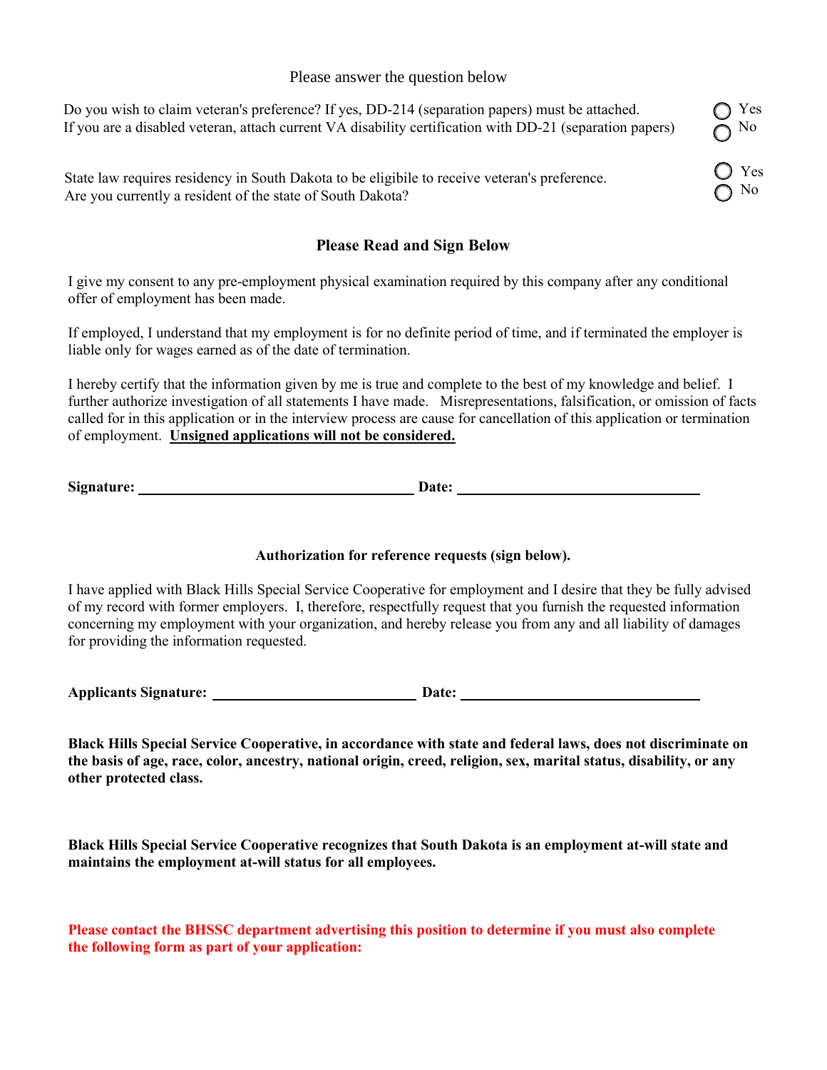Please answer the question below

Do you wish to claim veteran's preference? If yes, DD-214 (separation papers) must be attached.
If you are a disabled veteran, attach current VA disability certification with DD-21 (separation papers)

○ Yes
○ No

State law requires residency in South Dakota to be eligible to receive veteran's preference.
Are you currently a resident of the state of South Dakota?

○ Yes
○ No

## Please Read and Sign Below

I give my consent to any pre-employment physical examination required by this company after any conditional offer of employment has been made.

If employed, I understand that my employment is for no definite period of time, and if terminated the employer is liable only for wages earned as of the date of termination.

I hereby certify that the information given by me is true and complete to the best of my knowledge and belief. I further authorize investigation of all statements I have made. Misrepresentations, falsification, or omission of facts called for in this application or in the interview process are cause for cancellation of this application or termination of employment. **Unsigned applications will not be considered.**

**Signature:** ______________________________ **Date:** ____________________________

**Authorization for reference requests (sign below).**

I have applied with Black Hills Special Service Cooperative for employment and I desire that they be fully advised of my record with former employers. I, therefore, respectfully request that you furnish the requested information concerning my employment with your organization, and hereby release you from any and all liability of damages for providing the information requested.

**Applicants Signature:** ______________________________ **Date:** ____________________________

**Black Hills Special Service Cooperative, in accordance with state and federal laws, does not discriminate on the basis of age, race, color, ancestry, national origin, creed, religion, sex, marital status, disability, or any other protected class.**

**Black Hills Special Service Cooperative recognizes that South Dakota is an employment at-will state and maintains the employment at-will status for all employees.**

**Please contact the BHSSC department advertising this position to determine if you must also complete the following form as part of your application:**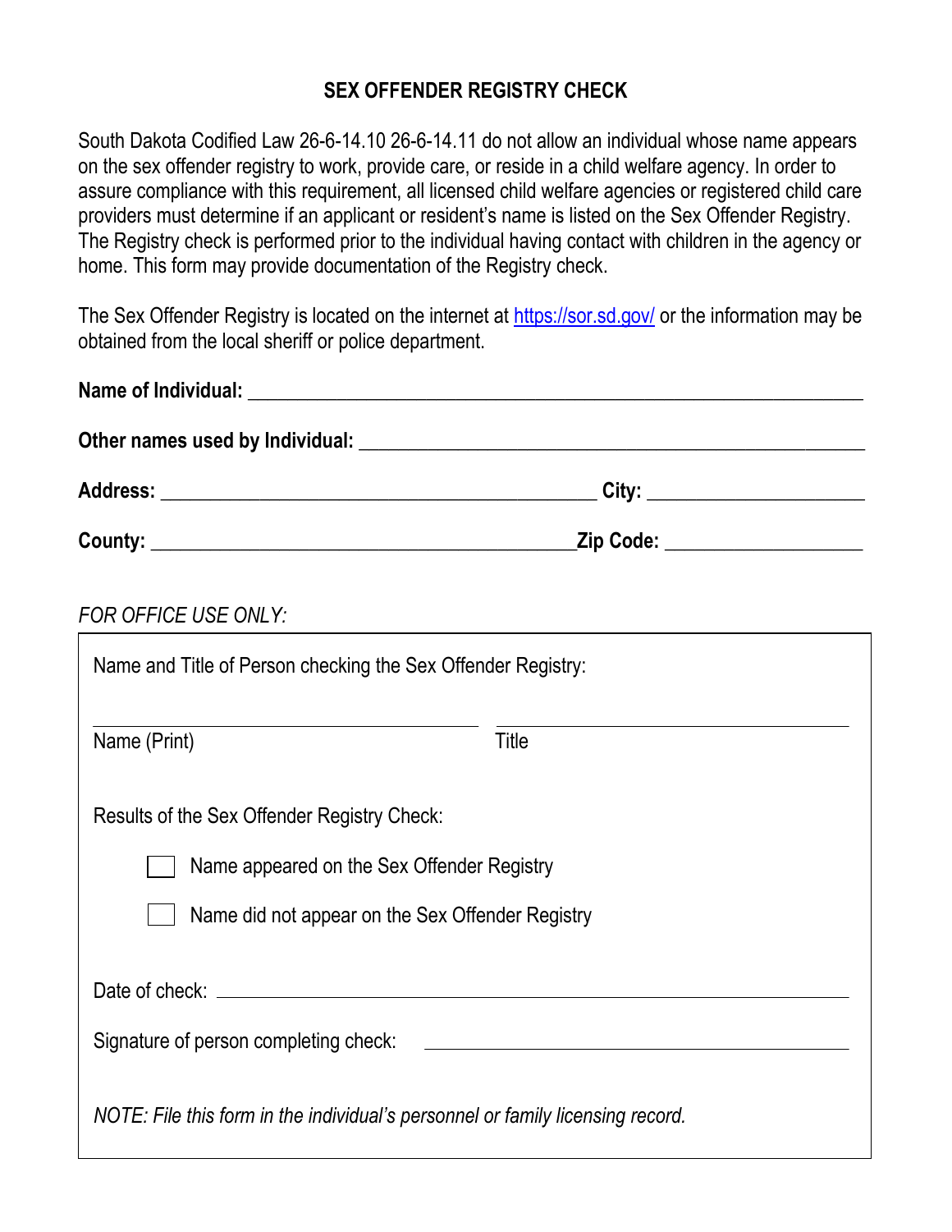# SEX OFFENDER REGISTRY CHECK

South Dakota Codified Law 26-6-14.10 26-6-14.11 do not allow an individual whose name appears on the sex offender registry to work, provide care, or reside in a child welfare agency. In order to assure compliance with this requirement, all licensed child welfare agencies or registered child care providers must determine if an applicant or resident's name is listed on the Sex Offender Registry. The Registry check is performed prior to the individual having contact with children in the agency or home. This form may provide documentation of the Registry check.

The Sex Offender Registry is located on the internet at [https://sor.sd.gov/](https://sor.sd.gov/) or the information may be obtained from the local sheriff or police department.

**Name of Individual:** ______________________________________________

**Other names used by Individual:** ______________________________________

**Address:** ________________________________ **City:** ________________

**County:** ________________________________ **Zip Code:** ______________

*FOR OFFICE USE ONLY:*

Name and Title of Person checking the Sex Offender Registry:

______________________________ ______________________________

Name (Print) Title

Results of the Sex Offender Registry Check:

☐ Name appeared on the Sex Offender Registry

☐ Name did not appear on the Sex Offender Registry

Date of check: ______________________________________________

Signature of person completing check: ______________________________

*NOTE: File this form in the individual's personnel or family licensing record.*